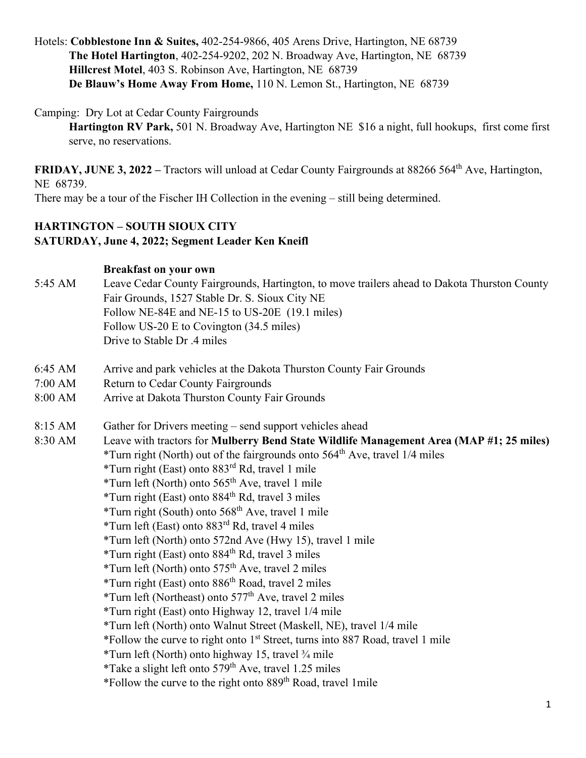Hotels: **Cobblestone Inn & Suites,** 402-254-9866, 405 Arens Drive, Hartington, NE 68739
**The Hotel Hartington**, 402-254-9202, 202 N. Broadway Ave, Hartington, NE 68739
**Hillcrest Motel**, 403 S. Robinson Ave, Hartington, NE 68739
**De Blauw's Home Away From Home,** 110 N. Lemon St., Hartington, NE 68739

Camping: Dry Lot at Cedar County Fairgrounds
**Hartington RV Park,** 501 N. Broadway Ave, Hartington NE $16 a night, full hookups, first come first serve, no reservations.

**FRIDAY, JUNE 3, 2022 –** Tractors will unload at Cedar County Fairgrounds at 88266 564th Ave, Hartington, NE 68739.
There may be a tour of the Fischer IH Collection in the evening – still being determined.

**HARTINGTON – SOUTH SIOUX CITY**
**SATURDAY, June 4, 2022; Segment Leader Ken Kneifl**

**Breakfast on your own**

5:45 AM Leave Cedar County Fairgrounds, Hartington, to move trailers ahead to Dakota Thurston County Fair Grounds, 1527 Stable Dr. S. Sioux City NE
Follow NE-84E and NE-15 to US-20E (19.1 miles)
Follow US-20 E to Covington (34.5 miles)
Drive to Stable Dr .4 miles

6:45 AM Arrive and park vehicles at the Dakota Thurston County Fair Grounds
7:00 AM Return to Cedar County Fairgrounds
8:00 AM Arrive at Dakota Thurston County Fair Grounds

8:15 AM Gather for Drivers meeting – send support vehicles ahead
8:30 AM Leave with tractors for **Mulberry Bend State Wildlife Management Area (MAP #1; 25 miles)**
*Turn right (North) out of the fairgrounds onto 564th Ave, travel 1/4 miles
*Turn right (East) onto 883rd Rd, travel 1 mile
*Turn left (North) onto 565th Ave, travel 1 mile
*Turn right (East) onto 884th Rd, travel 3 miles
*Turn right (South) onto 568th Ave, travel 1 mile
*Turn left (East) onto 883rd Rd, travel 4 miles
*Turn left (North) onto 572nd Ave (Hwy 15), travel 1 mile
*Turn right (East) onto 884th Rd, travel 3 miles
*Turn left (North) onto 575th Ave, travel 2 miles
*Turn right (East) onto 886th Road, travel 2 miles
*Turn left (Northeast) onto 577th Ave, travel 2 miles
*Turn right (East) onto Highway 12, travel 1/4 mile
*Turn left (North) onto Walnut Street (Maskell, NE), travel 1/4 mile
*Follow the curve to right onto 1st Street, turns into 887 Road, travel 1 mile
*Turn left (North) onto highway 15, travel ¾ mile
*Take a slight left onto 579th Ave, travel 1.25 miles
*Follow the curve to the right onto 889th Road, travel 1mile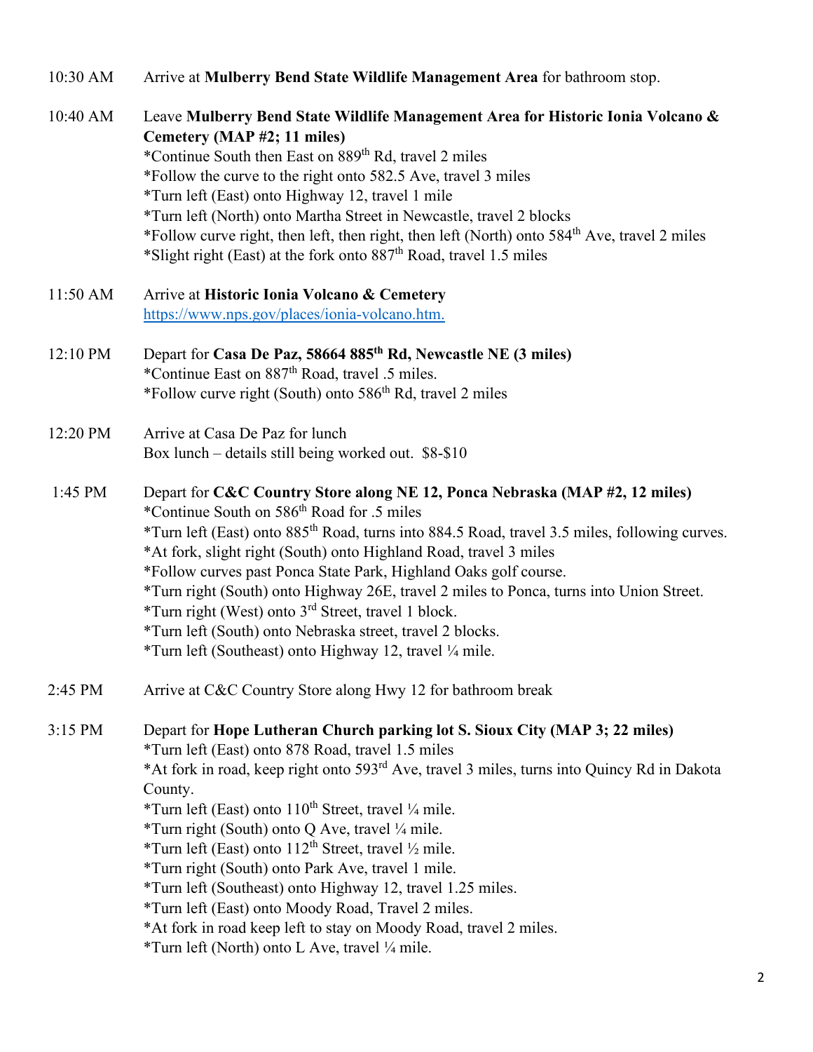10:30 AM Arrive at **Mulberry Bend State Wildlife Management Area** for bathroom stop.

10:40 AM Leave **Mulberry Bend State Wildlife Management Area for Historic Ionia Volcano & Cemetery (MAP #2; 11 miles)**
*Continue South then East on 889th Rd, travel 2 miles
*Follow the curve to the right onto 582.5 Ave, travel 3 miles
*Turn left (East) onto Highway 12, travel 1 mile
*Turn left (North) onto Martha Street in Newcastle, travel 2 blocks
*Follow curve right, then left, then right, then left (North) onto 584th Ave, travel 2 miles
*Slight right (East) at the fork onto 887th Road, travel 1.5 miles

11:50 AM Arrive at **Historic Ionia Volcano & Cemetery**
[https://www.nps.gov/places/ionia-volcano.htm.](https://www.nps.gov/places/ionia-volcano.htm)

12:10 PM Depart for **Casa De Paz, 58664 885th Rd, Newcastle NE (3 miles)**
*Continue East on 887th Road, travel .5 miles.
*Follow curve right (South) onto 586th Rd, travel 2 miles

12:20 PM Arrive at Casa De Paz for lunch
Box lunch – details still being worked out. $8-$10

1:45 PM Depart for **C&C Country Store along NE 12, Ponca Nebraska (MAP #2, 12 miles)**
*Continue South on 586th Road for .5 miles
*Turn left (East) onto 885th Road, turns into 884.5 Road, travel 3.5 miles, following curves.
*At fork, slight right (South) onto Highland Road, travel 3 miles
*Follow curves past Ponca State Park, Highland Oaks golf course.
*Turn right (South) onto Highway 26E, travel 2 miles to Ponca, turns into Union Street.
*Turn right (West) onto 3rd Street, travel 1 block.
*Turn left (South) onto Nebraska street, travel 2 blocks.
*Turn left (Southeast) onto Highway 12, travel ¼ mile.

2:45 PM Arrive at C&C Country Store along Hwy 12 for bathroom break

3:15 PM Depart for **Hope Lutheran Church parking lot S. Sioux City (MAP 3; 22 miles)**
*Turn left (East) onto 878 Road, travel 1.5 miles
*At fork in road, keep right onto 593rd Ave, travel 3 miles, turns into Quincy Rd in Dakota County.
*Turn left (East) onto 110th Street, travel ¼ mile.
*Turn right (South) onto Q Ave, travel ¼ mile.
*Turn left (East) onto 112th Street, travel ½ mile.
*Turn right (South) onto Park Ave, travel 1 mile.
*Turn left (Southeast) onto Highway 12, travel 1.25 miles.
*Turn left (East) onto Moody Road, Travel 2 miles.
*At fork in road keep left to stay on Moody Road, travel 2 miles.
*Turn left (North) onto L Ave, travel ¼ mile.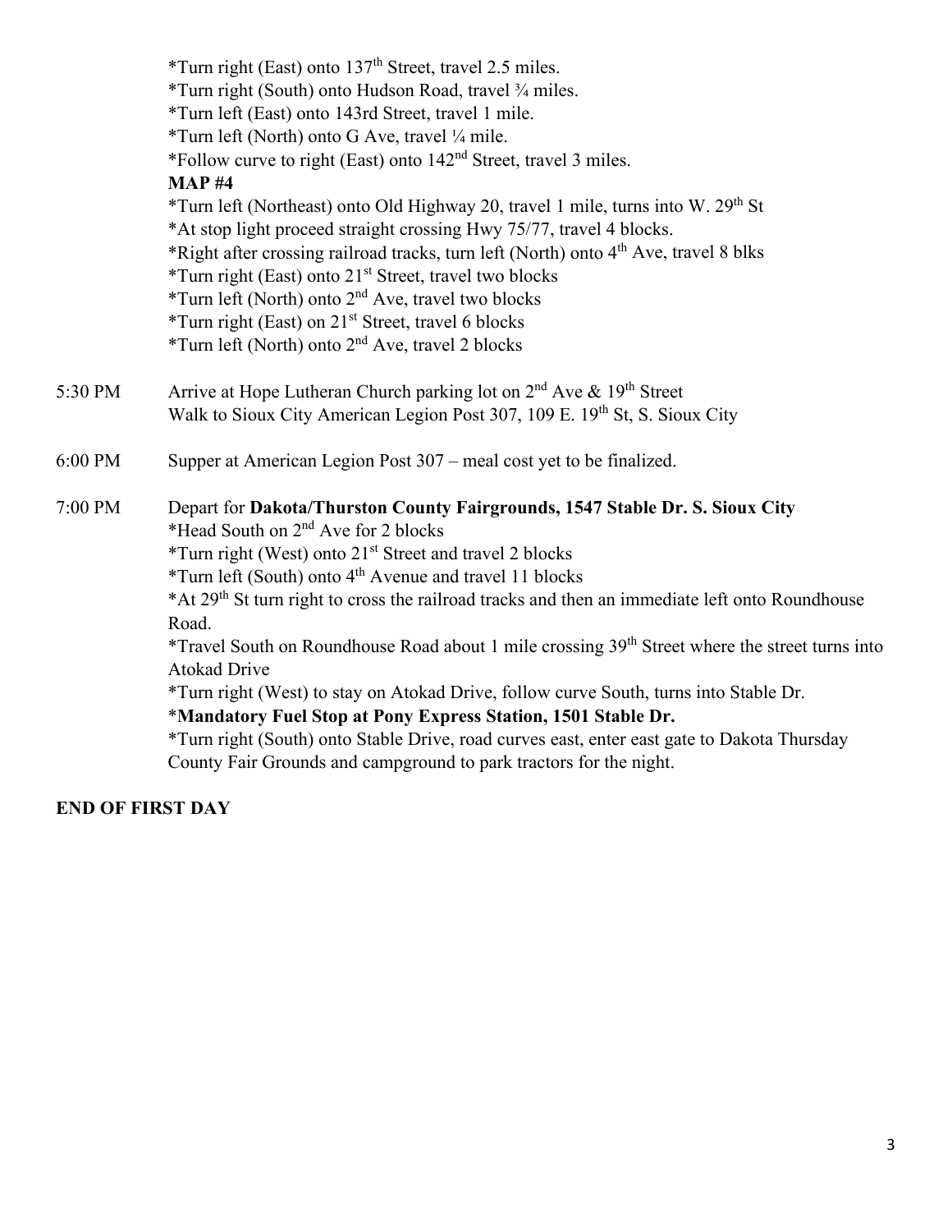*Turn right (East) onto 137th Street, travel 2.5 miles.
*Turn right (South) onto Hudson Road, travel ¾ miles.
*Turn left (East) onto 143rd Street, travel 1 mile.
*Turn left (North) onto G Ave, travel ¼ mile.
*Follow curve to right (East) onto 142nd Street, travel 3 miles.

**MAP #4**

*Turn left (Northeast) onto Old Highway 20, travel 1 mile, turns into W. 29th St
*At stop light proceed straight crossing Hwy 75/77, travel 4 blocks.
*Right after crossing railroad tracks, turn left (North) onto 4th Ave, travel 8 blks
*Turn right (East) onto 21st Street, travel two blocks
*Turn left (North) onto 2nd Ave, travel two blocks
*Turn right (East) on 21st Street, travel 6 blocks
*Turn left (North) onto 2nd Ave, travel 2 blocks

5:30 PM — Arrive at Hope Lutheran Church parking lot on 2nd Ave & 19th Street
Walk to Sioux City American Legion Post 307, 109 E. 19th St, S. Sioux City

6:00 PM — Supper at American Legion Post 307 – meal cost yet to be finalized.

7:00 PM — Depart for **Dakota/Thurston County Fairgrounds, 1547 Stable Dr. S. Sioux City**
*Head South on 2nd Ave for 2 blocks
*Turn right (West) onto 21st Street and travel 2 blocks
*Turn left (South) onto 4th Avenue and travel 11 blocks
*At 29th St turn right to cross the railroad tracks and then an immediate left onto Roundhouse Road.
*Travel South on Roundhouse Road about 1 mile crossing 39th Street where the street turns into Atokad Drive
*Turn right (West) to stay on Atokad Drive, follow curve South, turns into Stable Dr.
***Mandatory Fuel Stop at Pony Express Station, 1501 Stable Dr.**
*Turn right (South) onto Stable Drive, road curves east, enter east gate to Dakota Thursday County Fair Grounds and campground to park tractors for the night.

**END OF FIRST DAY**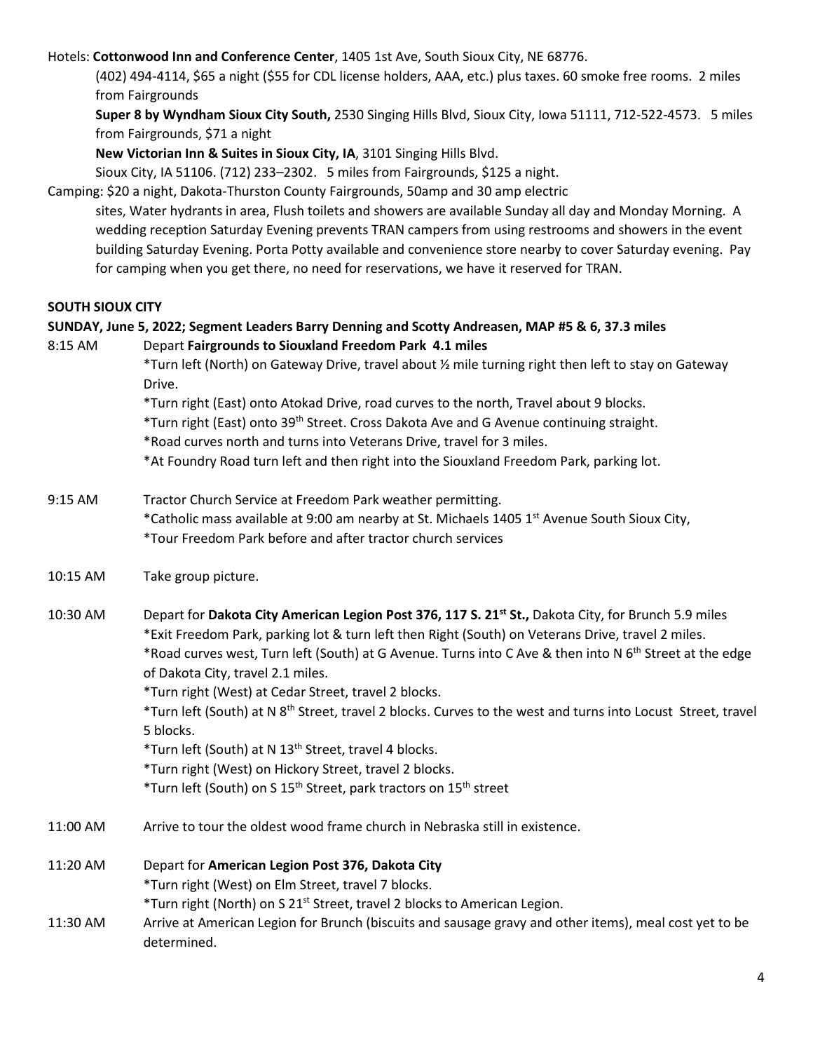Hotels: **Cottonwood Inn and Conference Center**, 1405 1st Ave, South Sioux City, NE 68776.

(402) 494-4114, $65 a night ($55 for CDL license holders, AAA, etc.) plus taxes. 60 smoke free rooms. 2 miles from Fairgrounds

**Super 8 by Wyndham Sioux City South,** 2530 Singing Hills Blvd, Sioux City, Iowa 51111, 712-522-4573. 5 miles from Fairgrounds, $71 a night

**New Victorian Inn & Suites in Sioux City, IA**, 3101 Singing Hills Blvd.

Sioux City, IA 51106. (712) 233–2302. 5 miles from Fairgrounds, $125 a night.

Camping: $20 a night, Dakota-Thurston County Fairgrounds, 50amp and 30 amp electric sites, Water hydrants in area, Flush toilets and showers are available Sunday all day and Monday Morning. A wedding reception Saturday Evening prevents TRAN campers from using restrooms and showers in the event building Saturday Evening. Porta Potty available and convenience store nearby to cover Saturday evening. Pay for camping when you get there, no need for reservations, we have it reserved for TRAN.

**SOUTH SIOUX CITY**

**SUNDAY, June 5, 2022; Segment Leaders Barry Denning and Scotty Andreasen, MAP #5 & 6, 37.3 miles**

8:15 AM Depart **Fairgrounds to Siouxland Freedom Park 4.1 miles**

*Turn left (North) on Gateway Drive, travel about ½ mile turning right then left to stay on Gateway Drive.

*Turn right (East) onto Atokad Drive, road curves to the north, Travel about 9 blocks.

*Turn right (East) onto 39th Street. Cross Dakota Ave and G Avenue continuing straight.

*Road curves north and turns into Veterans Drive, travel for 3 miles.

*At Foundry Road turn left and then right into the Siouxland Freedom Park, parking lot.

9:15 AM Tractor Church Service at Freedom Park weather permitting.

*Catholic mass available at 9:00 am nearby at St. Michaels 1405 1st Avenue South Sioux City,

*Tour Freedom Park before and after tractor church services

10:15 AM Take group picture.

10:30 AM Depart for **Dakota City American Legion Post 376, 117 S. 21st St.,** Dakota City, for Brunch 5.9 miles

*Exit Freedom Park, parking lot & turn left then Right (South) on Veterans Drive, travel 2 miles.

*Road curves west, Turn left (South) at G Avenue. Turns into C Ave & then into N 6th Street at the edge of Dakota City, travel 2.1 miles.

*Turn right (West) at Cedar Street, travel 2 blocks.

*Turn left (South) at N 8th Street, travel 2 blocks. Curves to the west and turns into Locust Street, travel 5 blocks.

*Turn left (South) at N 13th Street, travel 4 blocks.

*Turn right (West) on Hickory Street, travel 2 blocks.

*Turn left (South) on S 15th Street, park tractors on 15th street

11:00 AM Arrive to tour the oldest wood frame church in Nebraska still in existence.

11:20 AM Depart for **American Legion Post 376, Dakota City**

*Turn right (West) on Elm Street, travel 7 blocks.

*Turn right (North) on S 21st Street, travel 2 blocks to American Legion.

11:30 AM Arrive at American Legion for Brunch (biscuits and sausage gravy and other items), meal cost yet to be determined.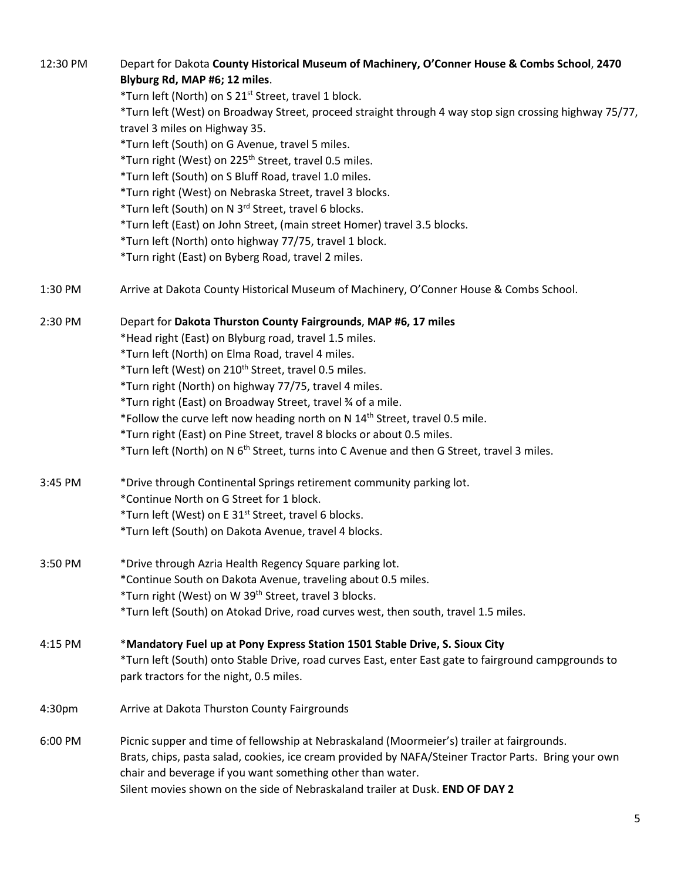12:30 PM Depart for Dakota **County Historical Museum of Machinery, O'Conner House & Combs School**, **2470 Blyburg Rd, MAP #6; 12 miles**.

*Turn left (North) on S 21st Street, travel 1 block.
*Turn left (West) on Broadway Street, proceed straight through 4 way stop sign crossing highway 75/77, travel 3 miles on Highway 35.
*Turn left (South) on G Avenue, travel 5 miles.
*Turn right (West) on 225th Street, travel 0.5 miles.
*Turn left (South) on S Bluff Road, travel 1.0 miles.
*Turn right (West) on Nebraska Street, travel 3 blocks.
*Turn left (South) on N 3rd Street, travel 6 blocks.
*Turn left (East) on John Street, (main street Homer) travel 3.5 blocks.
*Turn left (North) onto highway 77/75, travel 1 block.
*Turn right (East) on Byberg Road, travel 2 miles.

1:30 PM Arrive at Dakota County Historical Museum of Machinery, O'Conner House & Combs School.

2:30 PM Depart for **Dakota Thurston County Fairgrounds**, **MAP #6, 17 miles**

*Head right (East) on Blyburg road, travel 1.5 miles.
*Turn left (North) on Elma Road, travel 4 miles.
*Turn left (West) on 210th Street, travel 0.5 miles.
*Turn right (North) on highway 77/75, travel 4 miles.
*Turn right (East) on Broadway Street, travel ¾ of a mile.
*Follow the curve left now heading north on N 14th Street, travel 0.5 mile.
*Turn right (East) on Pine Street, travel 8 blocks or about 0.5 miles.
*Turn left (North) on N 6th Street, turns into C Avenue and then G Street, travel 3 miles.

3:45 PM *Drive through Continental Springs retirement community parking lot.
*Continue North on G Street for 1 block.
*Turn left (West) on E 31st Street, travel 6 blocks.
*Turn left (South) on Dakota Avenue, travel 4 blocks.

3:50 PM *Drive through Azria Health Regency Square parking lot.
*Continue South on Dakota Avenue, traveling about 0.5 miles.
*Turn right (West) on W 39th Street, travel 3 blocks.
*Turn left (South) on Atokad Drive, road curves west, then south, travel 1.5 miles.

4:15 PM ***Mandatory Fuel up at Pony Express Station 1501 Stable Drive, S. Sioux City**
*Turn left (South) onto Stable Drive, road curves East, enter East gate to fairground campgrounds to park tractors for the night, 0.5 miles.

4:30pm Arrive at Dakota Thurston County Fairgrounds

6:00 PM Picnic supper and time of fellowship at Nebraskaland (Moormeier's) trailer at fairgrounds.
Brats, chips, pasta salad, cookies, ice cream provided by NAFA/Steiner Tractor Parts. Bring your own chair and beverage if you want something other than water.
Silent movies shown on the side of Nebraskaland trailer at Dusk. **END OF DAY 2**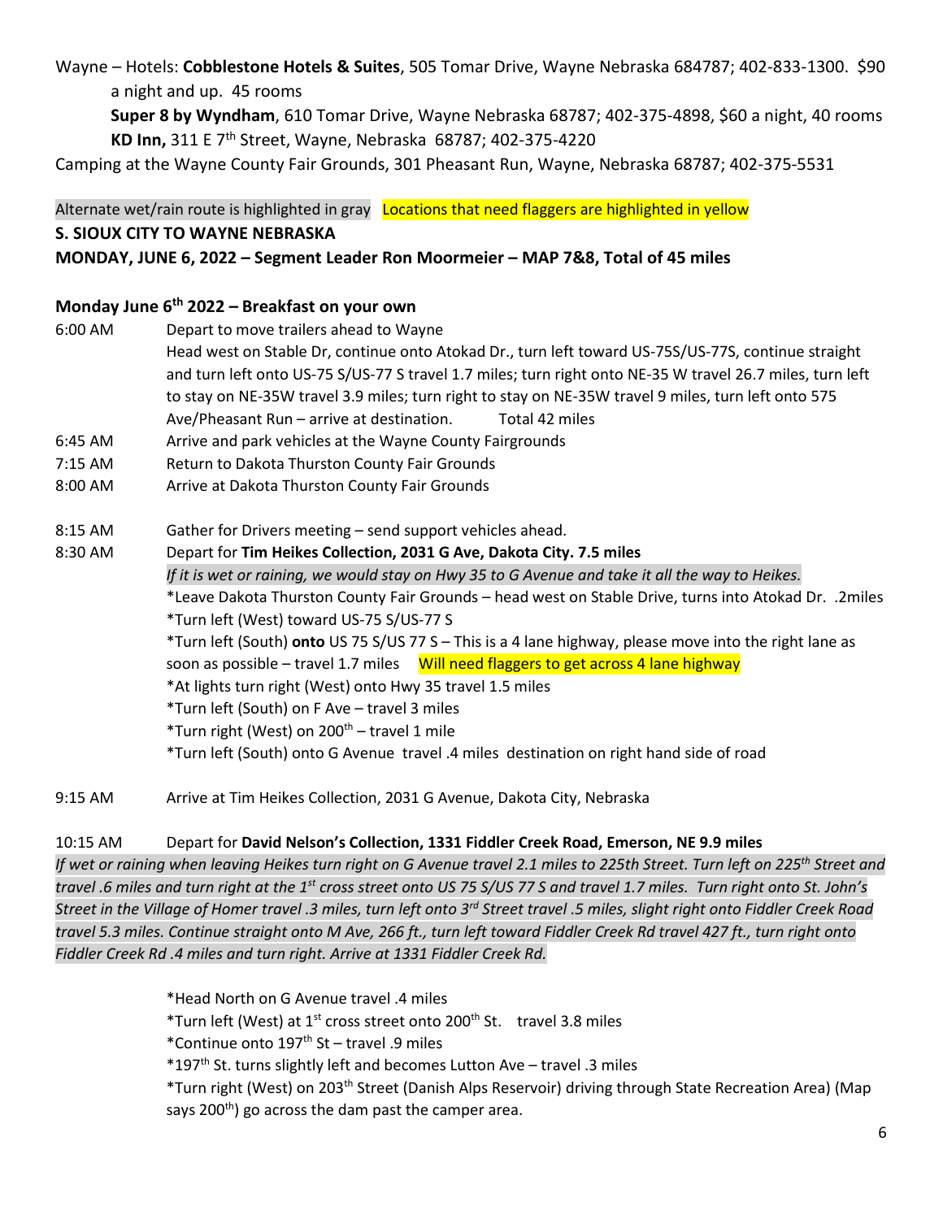Wayne – Hotels: **Cobblestone Hotels & Suites**, 505 Tomar Drive, Wayne Nebraska 684787; 402-833-1300. $90 a night and up. 45 rooms

**Super 8 by Wyndham**, 610 Tomar Drive, Wayne Nebraska 68787; 402-375-4898, $60 a night, 40 rooms

**KD Inn,** 311 E 7th Street, Wayne, Nebraska 68787; 402-375-4220

Camping at the Wayne County Fair Grounds, 301 Pheasant Run, Wayne, Nebraska 68787; 402-375-5531

Alternate wet/rain route is highlighted in gray Locations that need flaggers are highlighted in yellow

**S. SIOUX CITY TO WAYNE NEBRASKA**

**MONDAY, JUNE 6, 2022 – Segment Leader Ron Moormeier – MAP 7&8, Total of 45 miles**

**Monday June 6th 2022 – Breakfast on your own**

6:00 AM Depart to move trailers ahead to Wayne

Head west on Stable Dr, continue onto Atokad Dr., turn left toward US-75S/US-77S, continue straight and turn left onto US-75 S/US-77 S travel 1.7 miles; turn right onto NE-35 W travel 26.7 miles, turn left to stay on NE-35W travel 3.9 miles; turn right to stay on NE-35W travel 9 miles, turn left onto 575 Ave/Pheasant Run – arrive at destination. Total 42 miles

6:45 AM Arrive and park vehicles at the Wayne County Fairgrounds

7:15 AM Return to Dakota Thurston County Fair Grounds

8:00 AM Arrive at Dakota Thurston County Fair Grounds

8:15 AM Gather for Drivers meeting – send support vehicles ahead.

8:30 AM Depart for **Tim Heikes Collection, 2031 G Ave, Dakota City. 7.5 miles**

*If it is wet or raining, we would stay on Hwy 35 to G Avenue and take it all the way to Heikes.*

*Leave Dakota Thurston County Fair Grounds – head west on Stable Drive, turns into Atokad Dr. .2miles

*Turn left (West) toward US-75 S/US-77 S

*Turn left (South) **onto** US 75 S/US 77 S – This is a 4 lane highway, please move into the right lane as soon as possible – travel 1.7 miles Will need flaggers to get across 4 lane highway

*At lights turn right (West) onto Hwy 35 travel 1.5 miles

*Turn left (South) on F Ave – travel 3 miles

*Turn right (West) on 200th – travel 1 mile

*Turn left (South) onto G Avenue travel .4 miles destination on right hand side of road

9:15 AM Arrive at Tim Heikes Collection, 2031 G Avenue, Dakota City, Nebraska

10:15 AM Depart for **David Nelson's Collection, 1331 Fiddler Creek Road, Emerson, NE 9.9 miles**

*If wet or raining when leaving Heikes turn right on G Avenue travel 2.1 miles to 225th Street. Turn left on 225th Street and travel .6 miles and turn right at the 1st cross street onto US 75 S/US 77 S and travel 1.7 miles. Turn right onto St. John's Street in the Village of Homer travel .3 miles, turn left onto 3rd Street travel .5 miles, slight right onto Fiddler Creek Road travel 5.3 miles. Continue straight onto M Ave, 266 ft., turn left toward Fiddler Creek Rd travel 427 ft., turn right onto Fiddler Creek Rd .4 miles and turn right. Arrive at 1331 Fiddler Creek Rd.*

*Head North on G Avenue travel .4 miles

*Turn left (West) at 1st cross street onto 200th St. travel 3.8 miles

*Continue onto 197th St – travel .9 miles

*197th St. turns slightly left and becomes Lutton Ave – travel .3 miles

*Turn right (West) on 203th Street (Danish Alps Reservoir) driving through State Recreation Area) (Map says 200th) go across the dam past the camper area.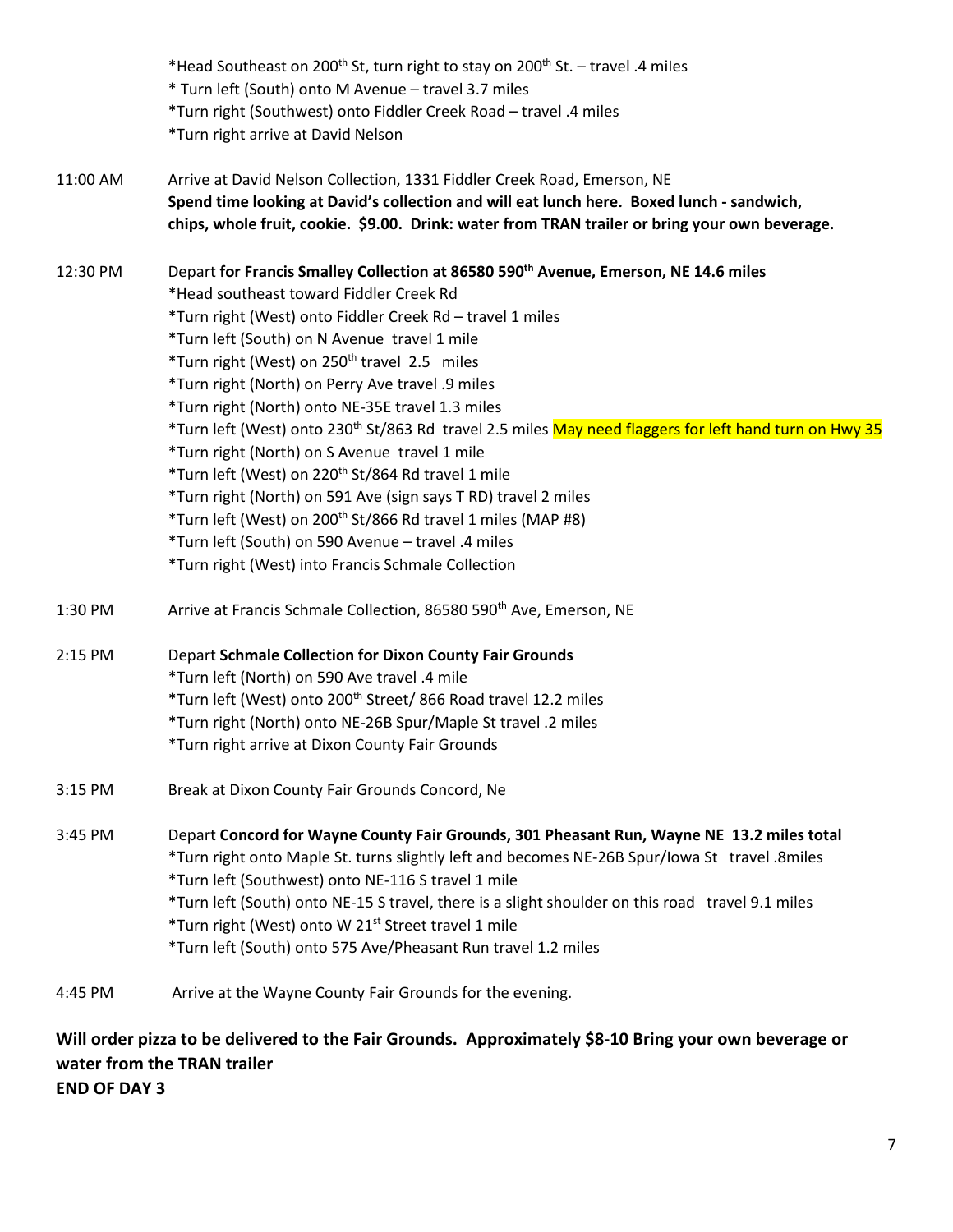*Head Southeast on 200th St, turn right to stay on 200th St. – travel .4 miles
* Turn left (South) onto M Avenue – travel 3.7 miles
*Turn right (Southwest) onto Fiddler Creek Road – travel .4 miles
*Turn right arrive at David Nelson

11:00 AM Arrive at David Nelson Collection, 1331 Fiddler Creek Road, Emerson, NE
**Spend time looking at David's collection and will eat lunch here. Boxed lunch - sandwich, chips, whole fruit, cookie. $9.00. Drink: water from TRAN trailer or bring your own beverage.**

12:30 PM Depart **for Francis Smalley Collection at 86580 590th Avenue, Emerson, NE 14.6 miles**
*Head southeast toward Fiddler Creek Rd
*Turn right (West) onto Fiddler Creek Rd – travel 1 miles
*Turn left (South) on N Avenue travel 1 mile
*Turn right (West) on 250th travel 2.5 miles
*Turn right (North) on Perry Ave travel .9 miles
*Turn right (North) onto NE-35E travel 1.3 miles
*Turn left (West) onto 230th St/863 Rd travel 2.5 miles May need flaggers for left hand turn on Hwy 35
*Turn right (North) on S Avenue travel 1 mile
*Turn left (West) on 220th St/864 Rd travel 1 mile
*Turn right (North) on 591 Ave (sign says T RD) travel 2 miles
*Turn left (West) on 200th St/866 Rd travel 1 miles (MAP #8)
*Turn left (South) on 590 Avenue – travel .4 miles
*Turn right (West) into Francis Schmale Collection

1:30 PM Arrive at Francis Schmale Collection, 86580 590th Ave, Emerson, NE

2:15 PM Depart **Schmale Collection for Dixon County Fair Grounds**
*Turn left (North) on 590 Ave travel .4 mile
*Turn left (West) onto 200th Street/ 866 Road travel 12.2 miles
*Turn right (North) onto NE-26B Spur/Maple St travel .2 miles
*Turn right arrive at Dixon County Fair Grounds

3:15 PM Break at Dixon County Fair Grounds Concord, Ne

3:45 PM Depart **Concord for Wayne County Fair Grounds, 301 Pheasant Run, Wayne NE 13.2 miles total**
*Turn right onto Maple St. turns slightly left and becomes NE-26B Spur/Iowa St travel .8miles
*Turn left (Southwest) onto NE-116 S travel 1 mile
*Turn left (South) onto NE-15 S travel, there is a slight shoulder on this road travel 9.1 miles
*Turn right (West) onto W 21st Street travel 1 mile
*Turn left (South) onto 575 Ave/Pheasant Run travel 1.2 miles

4:45 PM Arrive at the Wayne County Fair Grounds for the evening.

**Will order pizza to be delivered to the Fair Grounds. Approximately $8-10 Bring your own beverage or water from the TRAN trailer**
**END OF DAY 3**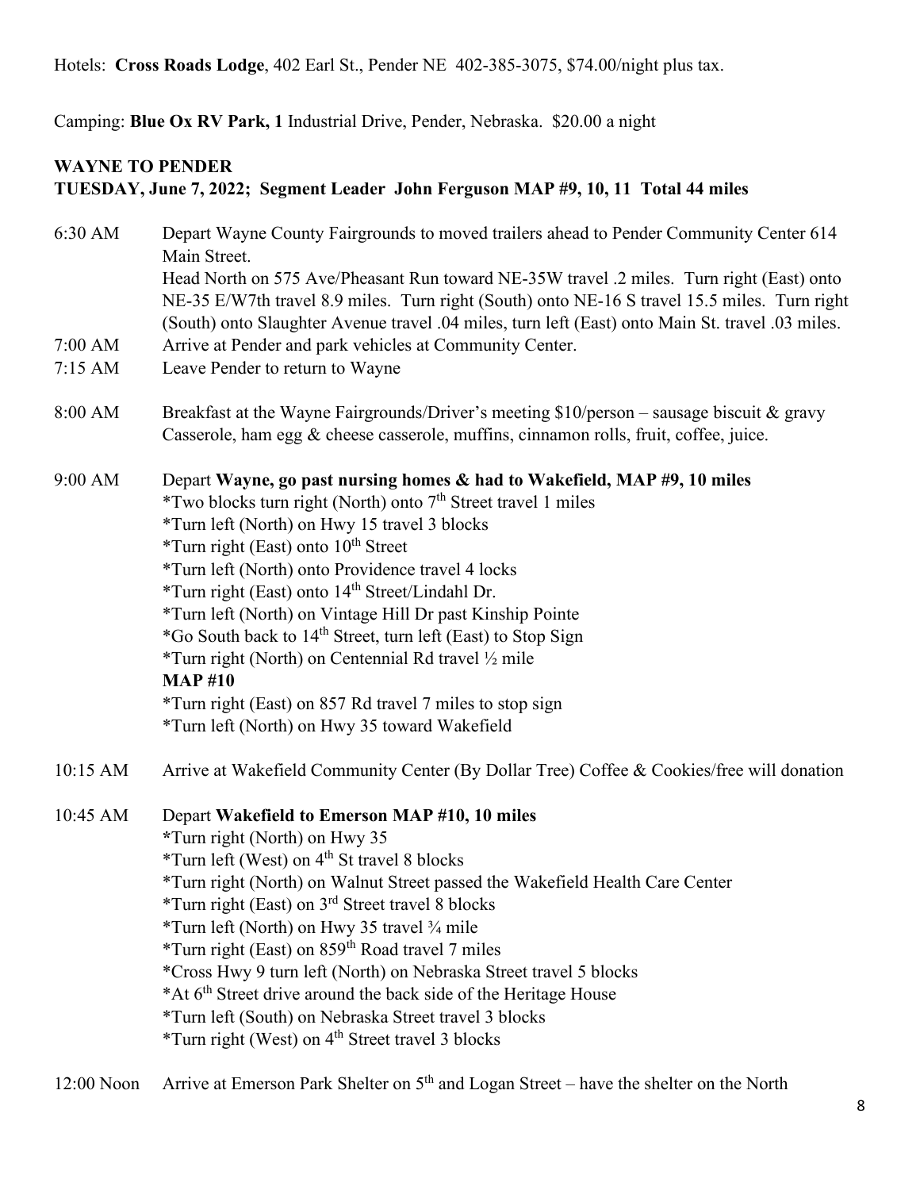Hotels: **Cross Roads Lodge**, 402 Earl St., Pender NE 402-385-3075, $74.00/night plus tax.

Camping: **Blue Ox RV Park, 1** Industrial Drive, Pender, Nebraska. $20.00 a night

**WAYNE TO PENDER**
**TUESDAY, June 7, 2022; Segment Leader John Ferguson MAP #9, 10, 11 Total 44 miles**

6:30 AM Depart Wayne County Fairgrounds to moved trailers ahead to Pender Community Center 614 Main Street.
Head North on 575 Ave/Pheasant Run toward NE-35W travel .2 miles. Turn right (East) onto NE-35 E/W7th travel 8.9 miles. Turn right (South) onto NE-16 S travel 15.5 miles. Turn right (South) onto Slaughter Avenue travel .04 miles, turn left (East) onto Main St. travel .03 miles.

7:00 AM Arrive at Pender and park vehicles at Community Center.

7:15 AM Leave Pender to return to Wayne

8:00 AM Breakfast at the Wayne Fairgrounds/Driver's meeting $10/person – sausage biscuit & gravy Casserole, ham egg & cheese casserole, muffins, cinnamon rolls, fruit, coffee, juice.

9:00 AM Depart **Wayne, go past nursing homes & had to Wakefield, MAP #9, 10 miles**
*Two blocks turn right (North) onto 7th Street travel 1 miles
*Turn left (North) on Hwy 15 travel 3 blocks
*Turn right (East) onto 10th Street
*Turn left (North) onto Providence travel 4 locks
*Turn right (East) onto 14th Street/Lindahl Dr.
*Turn left (North) on Vintage Hill Dr past Kinship Pointe
*Go South back to 14th Street, turn left (East) to Stop Sign
*Turn right (North) on Centennial Rd travel ½ mile
**MAP #10**
*Turn right (East) on 857 Rd travel 7 miles to stop sign
*Turn left (North) on Hwy 35 toward Wakefield

10:15 AM Arrive at Wakefield Community Center (By Dollar Tree) Coffee & Cookies/free will donation

10:45 AM Depart **Wakefield to Emerson MAP #10, 10 miles**
*Turn right (North) on Hwy 35
*Turn left (West) on 4th St travel 8 blocks
*Turn right (North) on Walnut Street passed the Wakefield Health Care Center
*Turn right (East) on 3rd Street travel 8 blocks
*Turn left (North) on Hwy 35 travel ¾ mile
*Turn right (East) on 859th Road travel 7 miles
*Cross Hwy 9 turn left (North) on Nebraska Street travel 5 blocks
*At 6th Street drive around the back side of the Heritage House
*Turn left (South) on Nebraska Street travel 3 blocks
*Turn right (West) on 4th Street travel 3 blocks

12:00 Noon Arrive at Emerson Park Shelter on 5th and Logan Street – have the shelter on the North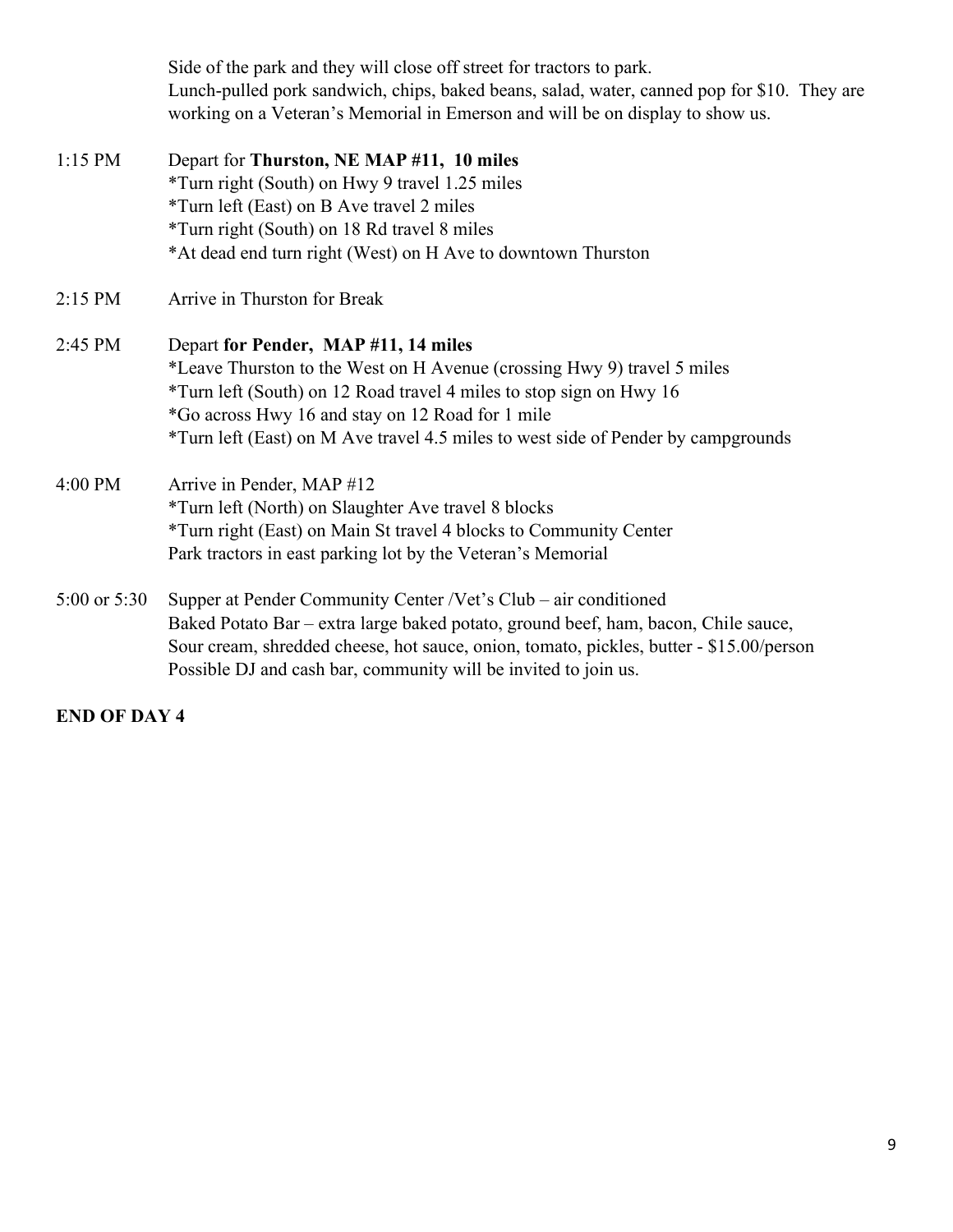Side of the park and they will close off street for tractors to park.
Lunch-pulled pork sandwich, chips, baked beans, salad, water, canned pop for $10. They are working on a Veteran's Memorial in Emerson and will be on display to show us.

1:15 PM Depart for **Thurston, NE MAP #11, 10 miles**
*Turn right (South) on Hwy 9 travel 1.25 miles
*Turn left (East) on B Ave travel 2 miles
*Turn right (South) on 18 Rd travel 8 miles
*At dead end turn right (West) on H Ave to downtown Thurston

2:15 PM Arrive in Thurston for Break

2:45 PM Depart **for Pender, MAP #11, 14 miles**
*Leave Thurston to the West on H Avenue (crossing Hwy 9) travel 5 miles
*Turn left (South) on 12 Road travel 4 miles to stop sign on Hwy 16
*Go across Hwy 16 and stay on 12 Road for 1 mile
*Turn left (East) on M Ave travel 4.5 miles to west side of Pender by campgrounds

4:00 PM Arrive in Pender, MAP #12
*Turn left (North) on Slaughter Ave travel 8 blocks
*Turn right (East) on Main St travel 4 blocks to Community Center
Park tractors in east parking lot by the Veteran's Memorial

5:00 or 5:30 Supper at Pender Community Center /Vet's Club – air conditioned
Baked Potato Bar – extra large baked potato, ground beef, ham, bacon, Chile sauce, Sour cream, shredded cheese, hot sauce, onion, tomato, pickles, butter - $15.00/person
Possible DJ and cash bar, community will be invited to join us.

**END OF DAY 4**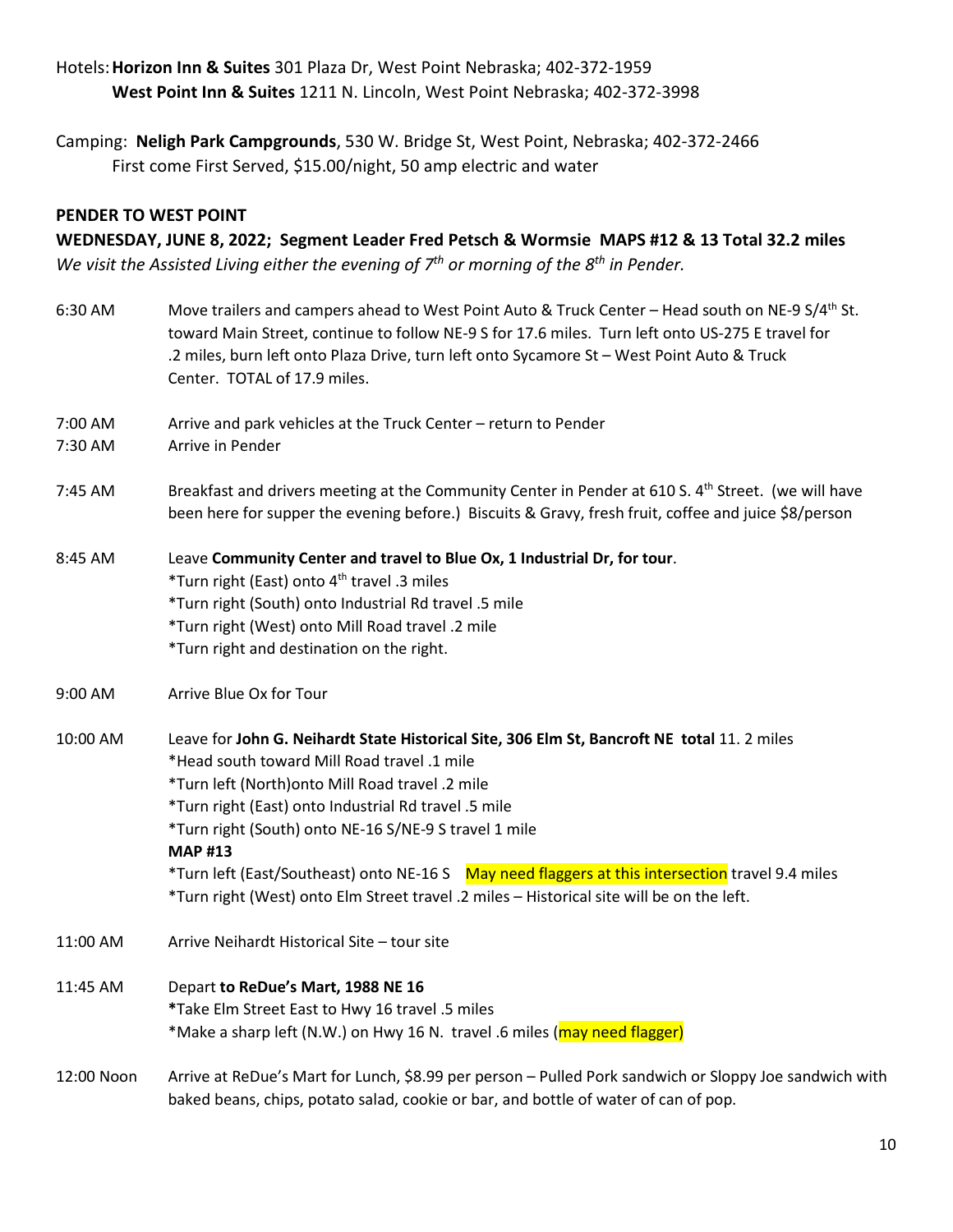Hotels: **Horizon Inn & Suites** 301 Plaza Dr, West Point Nebraska; 402-372-1959
**West Point Inn & Suites** 1211 N. Lincoln, West Point Nebraska; 402-372-3998

Camping: **Neligh Park Campgrounds**, 530 W. Bridge St, West Point, Nebraska; 402-372-2466
First come First Served, $15.00/night, 50 amp electric and water

**PENDER TO WEST POINT**

**WEDNESDAY, JUNE 8, 2022; Segment Leader Fred Petsch & Wormsie MAPS #12 & 13 Total 32.2 miles**

*We visit the Assisted Living either the evening of 7th or morning of the 8th in Pender.*

6:30 AM — Move trailers and campers ahead to West Point Auto & Truck Center – Head south on NE-9 S/4th St. toward Main Street, continue to follow NE-9 S for 17.6 miles. Turn left onto US-275 E travel for .2 miles, burn left onto Plaza Drive, turn left onto Sycamore St – West Point Auto & Truck Center. TOTAL of 17.9 miles.

7:00 AM — Arrive and park vehicles at the Truck Center – return to Pender

7:30 AM — Arrive in Pender

7:45 AM — Breakfast and drivers meeting at the Community Center in Pender at 610 S. 4th Street. (we will have been here for supper the evening before.) Biscuits & Gravy, fresh fruit, coffee and juice $8/person

8:45 AM — Leave **Community Center and travel to Blue Ox, 1 Industrial Dr, for tour**.
*Turn right (East) onto 4th travel .3 miles
*Turn right (South) onto Industrial Rd travel .5 mile
*Turn right (West) onto Mill Road travel .2 mile
*Turn right and destination on the right.

9:00 AM — Arrive Blue Ox for Tour

10:00 AM — Leave for **John G. Neihardt State Historical Site, 306 Elm St, Bancroft NE total** 11. 2 miles
*Head south toward Mill Road travel .1 mile
*Turn left (North)onto Mill Road travel .2 mile
*Turn right (East) onto Industrial Rd travel .5 mile
*Turn right (South) onto NE-16 S/NE-9 S travel 1 mile
**MAP #13**
*Turn left (East/Southeast) onto NE-16 S May need flaggers at this intersection travel 9.4 miles
*Turn right (West) onto Elm Street travel .2 miles – Historical site will be on the left.

11:00 AM — Arrive Neihardt Historical Site – tour site

11:45 AM — Depart **to ReDue's Mart, 1988 NE 16**
*Take Elm Street East to Hwy 16 travel .5 miles
*Make a sharp left (N.W.) on Hwy 16 N. travel .6 miles (may need flagger)

12:00 Noon — Arrive at ReDue's Mart for Lunch, $8.99 per person – Pulled Pork sandwich or Sloppy Joe sandwich with baked beans, chips, potato salad, cookie or bar, and bottle of water of can of pop.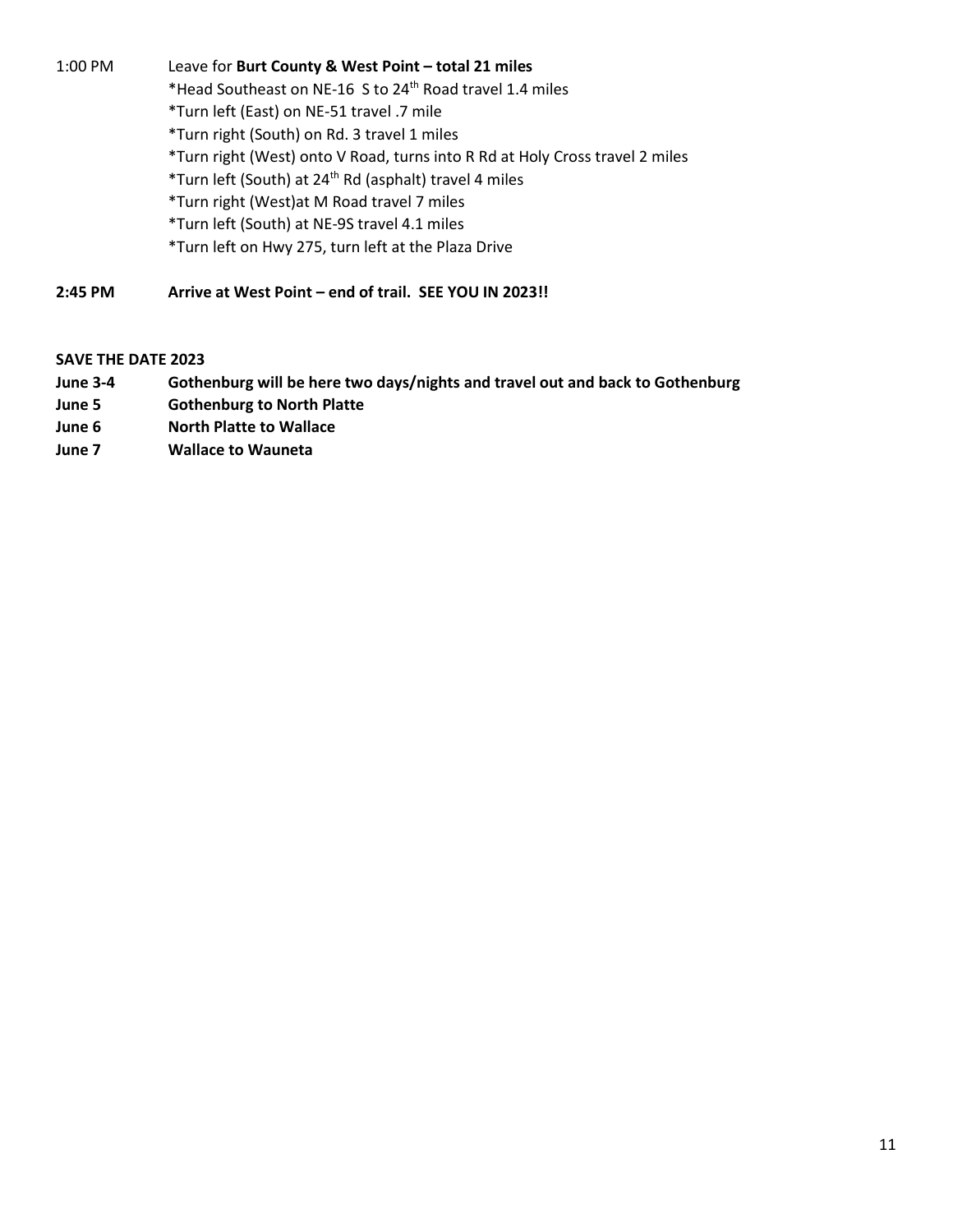1:00 PM Leave for **Burt County & West Point – total 21 miles**

*Head Southeast on NE-16 S to 24th Road travel 1.4 miles
*Turn left (East) on NE-51 travel .7 mile
*Turn right (South) on Rd. 3 travel 1 miles
*Turn right (West) onto V Road, turns into R Rd at Holy Cross travel 2 miles
*Turn left (South) at 24th Rd (asphalt) travel 4 miles
*Turn right (West)at M Road travel 7 miles
*Turn left (South) at NE-9S travel 4.1 miles
*Turn left on Hwy 275, turn left at the Plaza Drive

**2:45 PM Arrive at West Point – end of trail. SEE YOU IN 2023!!**

**SAVE THE DATE 2023**

**June 3-4 Gothenburg will be here two days/nights and travel out and back to Gothenburg**
**June 5 Gothenburg to North Platte**
**June 6 North Platte to Wallace**
**June 7 Wallace to Wauneta**